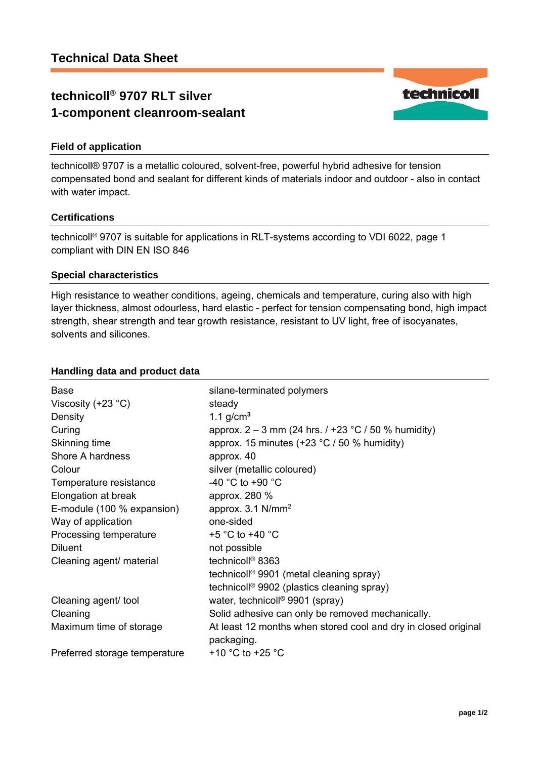# Technical Data Sheet

## technicoll® 9707 RLT silver
## 1-component cleanroom-sealant

technicoll

### Field of application

technicoll® 9707 is a metallic coloured, solvent-free, powerful hybrid adhesive for tension compensated bond and sealant for different kinds of materials indoor and outdoor - also in contact with water impact.

### Certifications

technicoll® 9707 is suitable for applications in RLT-systems according to VDI 6022, page 1 compliant with DIN EN ISO 846

### Special characteristics

High resistance to weather conditions, ageing, chemicals and temperature, curing also with high layer thickness, almost odourless, hard elastic - perfect for tension compensating bond, high impact strength, shear strength and tear growth resistance, resistant to UV light, free of isocyanates, solvents and silicones.

### Handling data and product data

| | |
|---|---|
| Base | silane-terminated polymers |
| Viscosity (+23 °C) | steady |
| Density | 1.1 g/cm³ |
| Curing | approx. 2 – 3 mm (24 hrs. / +23 °C / 50 % humidity) |
| Skinning time | approx. 15 minutes (+23 °C / 50 % humidity) |
| Shore A hardness | approx. 40 |
| Colour | silver (metallic coloured) |
| Temperature resistance | -40 °C to +90 °C |
| Elongation at break | approx. 280 % |
| E-module (100 % expansion) | approx. 3.1 N/mm² |
| Way of application | one-sided |
| Processing temperature | +5 °C to +40 °C |
| Diluent | not possible |
| Cleaning agent/ material | technicoll® 8363<br>technicoll® 9901 (metal cleaning spray)<br>technicoll® 9902 (plastics cleaning spray) |
| Cleaning agent/ tool | water, technicoll® 9901 (spray) |
| Cleaning | Solid adhesive can only be removed mechanically. |
| Maximum time of storage | At least 12 months when stored cool and dry in closed original packaging. |
| Preferred storage temperature | +10 °C to +25 °C |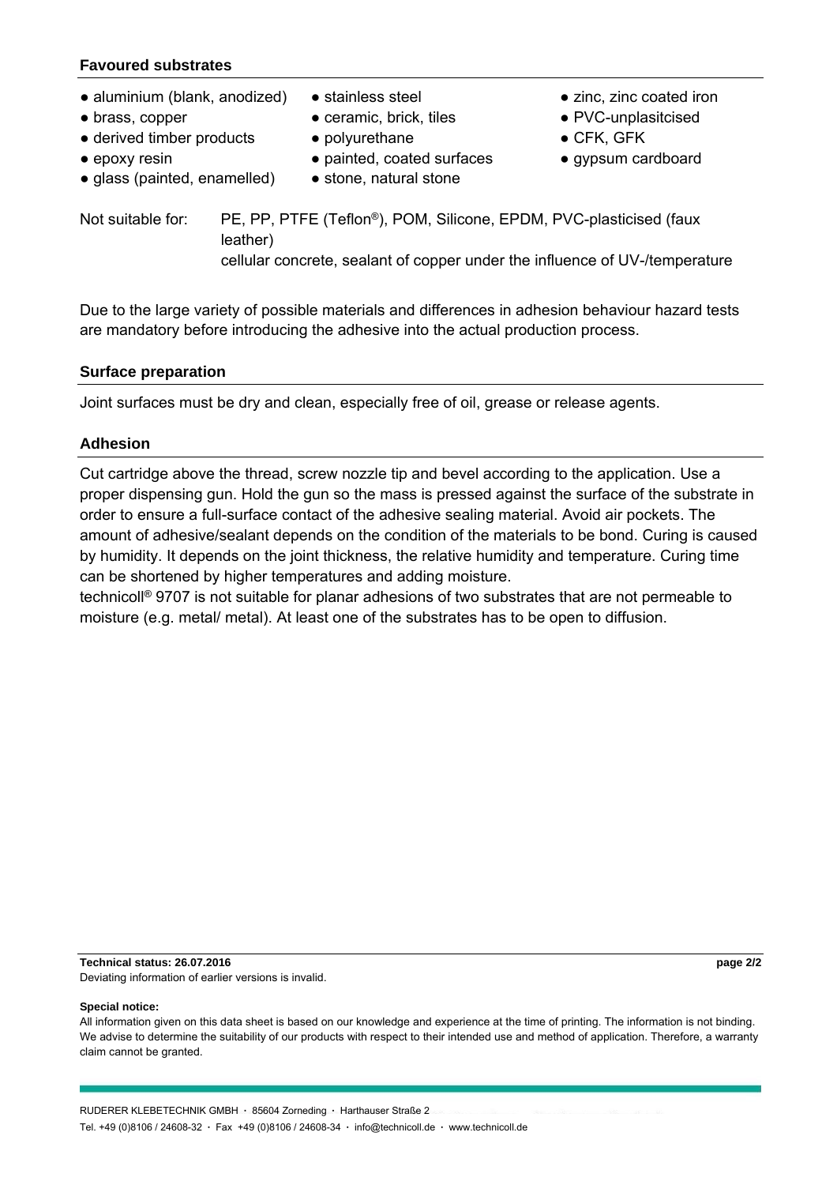## Favoured substrates

- aluminium (blank, anodized)
- brass, copper
- derived timber products
- epoxy resin
- glass (painted, enamelled)
- stainless steel
- ceramic, brick, tiles
- polyurethane
- painted, coated surfaces
- stone, natural stone
- zinc, zinc coated iron
- PVC-unplasitcised
- CFK, GFK
- gypsum cardboard

Not suitable for: PE, PP, PTFE (Teflon®), POM, Silicone, EPDM, PVC-plasticised (faux leather)
cellular concrete, sealant of copper under the influence of UV-/temperature

Due to the large variety of possible materials and differences in adhesion behaviour hazard tests are mandatory before introducing the adhesive into the actual production process.

## Surface preparation

Joint surfaces must be dry and clean, especially free of oil, grease or release agents.

## Adhesion

Cut cartridge above the thread, screw nozzle tip and bevel according to the application. Use a proper dispensing gun. Hold the gun so the mass is pressed against the surface of the substrate in order to ensure a full-surface contact of the adhesive sealing material. Avoid air pockets. The amount of adhesive/sealant depends on the condition of the materials to be bond. Curing is caused by humidity. It depends on the joint thickness, the relative humidity and temperature. Curing time can be shortened by higher temperatures and adding moisture.
technicoll® 9707 is not suitable for planar adhesions of two substrates that are not permeable to moisture (e.g. metal/ metal). At least one of the substrates has to be open to diffusion.

**Technical status: 26.07.2016**
Deviating information of earlier versions is invalid.

**Special notice:**
All information given on this data sheet is based on our knowledge and experience at the time of printing. The information is not binding. We advise to determine the suitability of our products with respect to their intended use and method of application. Therefore, a warranty claim cannot be granted.

RUDERER KLEBETECHNIK GMBH · 85604 Zorneding · Harthauser Straße 2
Tel. +49 (0)8106 / 24608-32 · Fax +49 (0)8106 / 24608-34 · info@technicoll.de · www.technicoll.de